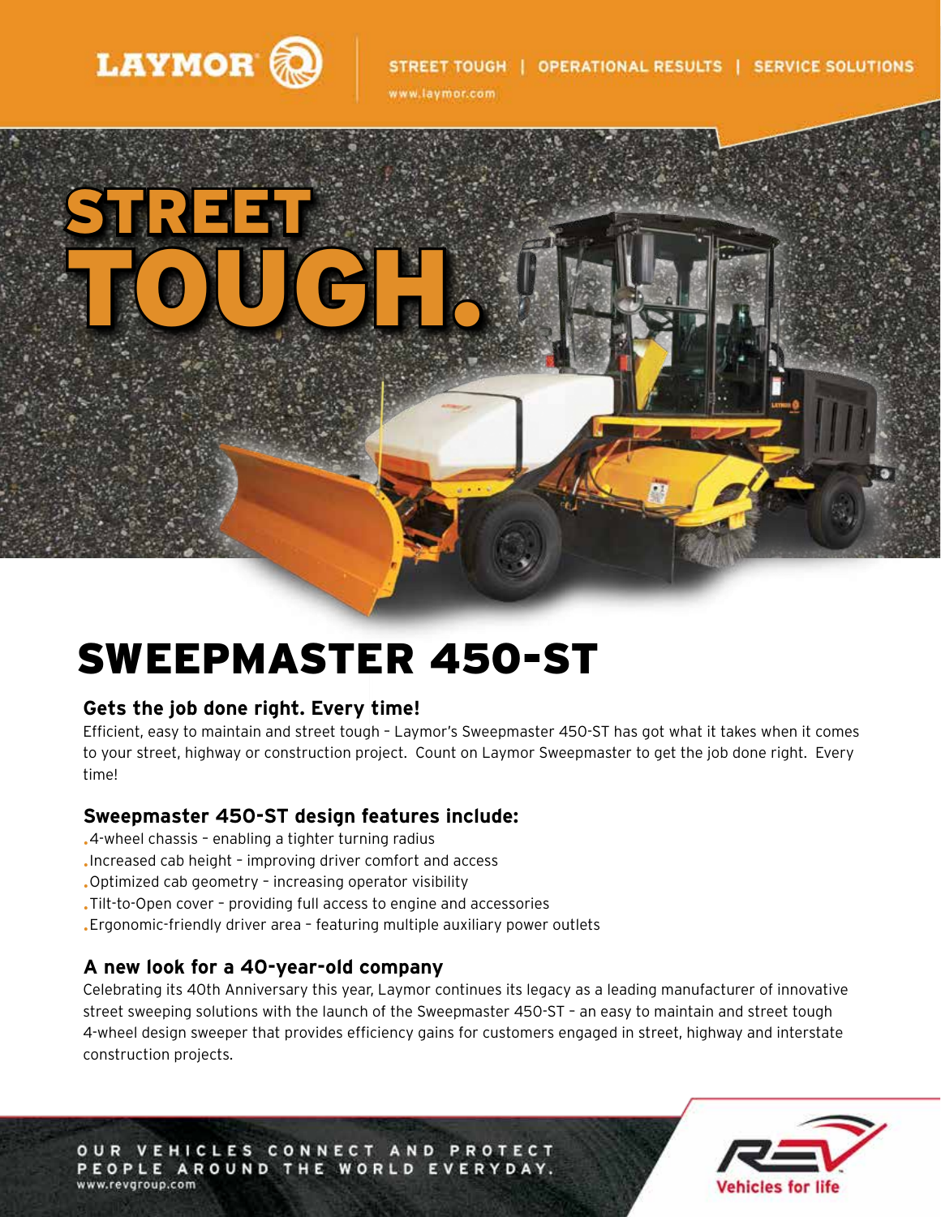LAYMOR

STREET TOUGH | OPERATIONAL RESULTS | SERVICE SOLUTIONS

www.laymor.com

# STREET TOUGH.

# SWEEPMASTER 450-ST

### Gets the job done right. Every time!

Efficient, easy to maintain and street tough – Laymor's Sweepmaster 450-ST has got what it takes when it comes to your street, highway or construction project. Count on Laymor Sweepmaster to get the job done right. Every time!

### Sweepmaster 450-ST design features include:

- 4-wheel chassis – enabling a tighter turning radius
- Increased cab height – improving driver comfort and access
- Optimized cab geometry – increasing operator visibility
- Tilt-to-Open cover – providing full access to engine and accessories
- Ergonomic-friendly driver area – featuring multiple auxiliary power outlets

### A new look for a 40-year-old company

Celebrating its 40th Anniversary this year, Laymor continues its legacy as a leading manufacturer of innovative street sweeping solutions with the launch of the Sweepmaster 450-ST – an easy to maintain and street tough 4-wheel design sweeper that provides efficiency gains for customers engaged in street, highway and interstate construction projects.

OUR VEHICLES CONNECT AND PROTECT PEOPLE AROUND THE WORLD EVERYDAY.

www.revgroup.com

REV Vehicles for life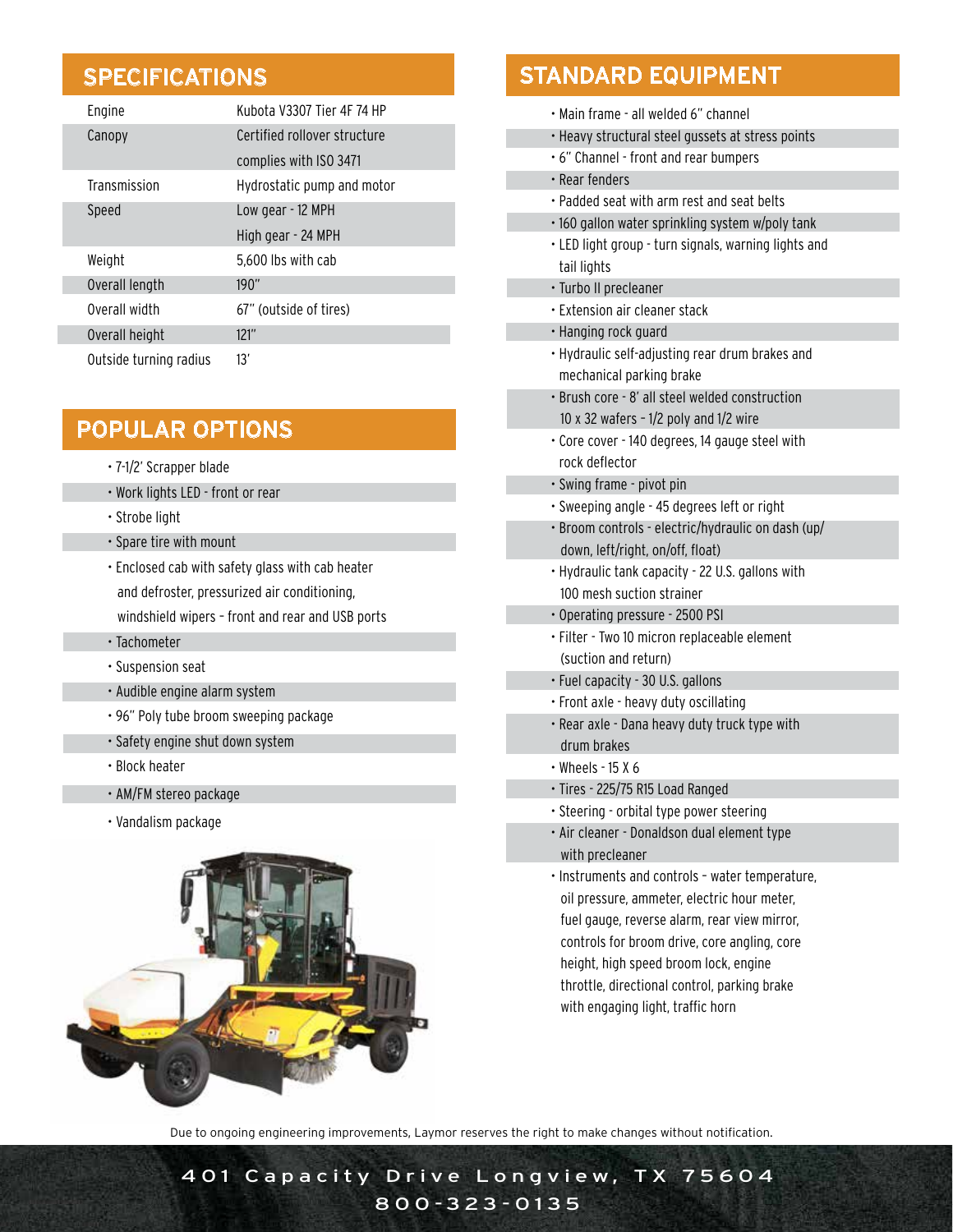## SPECIFICATIONS

| | |
|---|---|
| Engine | Kubota V3307 Tier 4F 74 HP |
| Canopy | Certified rollover structure complies with ISO 3471 |
| Transmission | Hydrostatic pump and motor |
| Speed | Low gear - 12 MPH<br>High gear - 24 MPH |
| Weight | 5,600 lbs with cab |
| Overall length | 190" |
| Overall width | 67" (outside of tires) |
| Overall height | 121" |
| Outside turning radius | 13' |

## POPULAR OPTIONS

- 7-1/2' Scrapper blade
- Work lights LED - front or rear
- Strobe light
- Spare tire with mount
- Enclosed cab with safety glass with cab heater and defroster, pressurized air conditioning, windshield wipers – front and rear and USB ports
- Tachometer
- Suspension seat
- Audible engine alarm system
- 96" Poly tube broom sweeping package
- Safety engine shut down system
- Block heater
- AM/FM stereo package
- Vandalism package

## STANDARD EQUIPMENT

- Main frame - all welded 6" channel
- Heavy structural steel gussets at stress points
- 6" Channel - front and rear bumpers
- Rear fenders
- Padded seat with arm rest and seat belts
- 160 gallon water sprinkling system w/poly tank
- LED light group - turn signals, warning lights and tail lights
- Turbo II precleaner
- Extension air cleaner stack
- Hanging rock guard
- Hydraulic self-adjusting rear drum brakes and mechanical parking brake
- Brush core - 8' all steel welded construction 10 x 32 wafers - 1/2 poly and 1/2 wire
- Core cover - 140 degrees, 14 gauge steel with rock deflector
- Swing frame - pivot pin
- Sweeping angle - 45 degrees left or right
- Broom controls - electric/hydraulic on dash (up/ down, left/right, on/off, float)
- Hydraulic tank capacity - 22 U.S. gallons with 100 mesh suction strainer
- Operating pressure - 2500 PSI
- Filter - Two 10 micron replaceable element (suction and return)
- Fuel capacity - 30 U.S. gallons
- Front axle - heavy duty oscillating
- Rear axle - Dana heavy duty truck type with drum brakes
- Wheels - 15 X 6
- Tires - 225/75 R15 Load Ranged
- Steering - orbital type power steering
- Air cleaner - Donaldson dual element type with precleaner
- Instruments and controls – water temperature, oil pressure, ammeter, electric hour meter, fuel gauge, reverse alarm, rear view mirror, controls for broom drive, core angling, core height, high speed broom lock, engine throttle, directional control, parking brake with engaging light, traffic horn

Due to ongoing engineering improvements, Laymor reserves the right to make changes without notification.

401 Capacity Drive Longview, TX 75604
800-323-0135